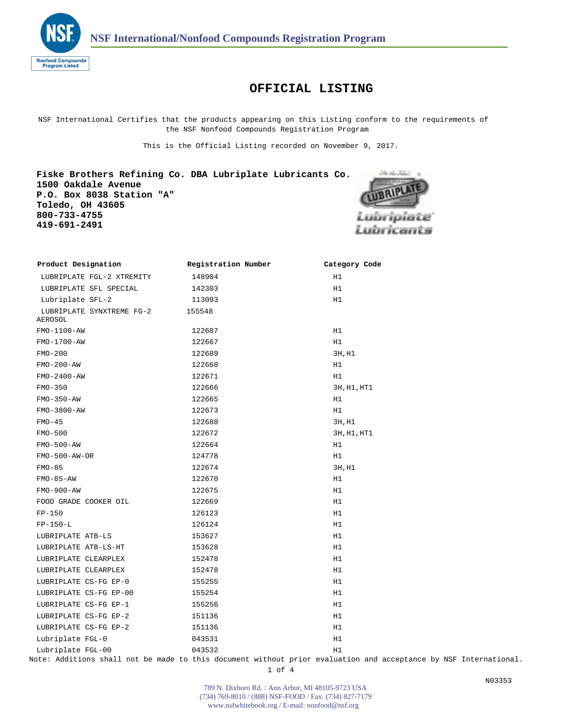# NSF International/Nonfood Compounds Registration Program

Nonfood Compounds Program Listed

## OFFICIAL LISTING

NSF International Certifies that the products appearing on this Listing conform to the requirements of the NSF Nonfood Compounds Registration Program

This is the Official Listing recorded on November 9, 2017.

**Fiske Brothers Refining Co. DBA Lubriplate Lubricants Co.**
**1500 Oakdale Avenue**
**P.O. Box 8038 Station "A"**
**Toledo, OH 43605**
**800-733-4755**
**419-691-2491**

| Product Designation | Registration Number | Category Code |
| --- | --- | --- |
| LUBRIPLATE FGL-2 XTREMITY | 148904 | H1 |
| LUBRIPLATE SFL SPECIAL | 142303 | H1 |
| Lubriplate SFL-2 | 113093 | H1 |
| LUBRIPLATE SYNXTREME FG-2 AEROSOL | 155548 | |
| FMO-1100-AW | 122687 | H1 |
| FMO-1700-AW | 122667 | H1 |
| FMO-200 | 122689 | 3H,H1 |
| FMO-200-AW | 122668 | H1 |
| FMO-2400-AW | 122671 | H1 |
| FMO-350 | 122666 | 3H,H1,HT1 |
| FMO-350-AW | 122665 | H1 |
| FMO-3800-AW | 122673 | H1 |
| FMO-45 | 122688 | 3H,H1 |
| FMO-500 | 122672 | 3H,H1,HT1 |
| FMO-500-AW | 122664 | H1 |
| FMO-500-AW-OR | 124778 | H1 |
| FMO-85 | 122674 | 3H,H1 |
| FMO-85-AW | 122670 | H1 |
| FMO-900-AW | 122675 | H1 |
| FOOD GRADE COOKER OIL | 122669 | H1 |
| FP-150 | 126123 | H1 |
| FP-150-L | 126124 | H1 |
| LUBRIPLATE ATB-LS | 153627 | H1 |
| LUBRIPLATE ATB-LS-HT | 153628 | H1 |
| LUBRIPLATE CLEARPLEX | 152478 | H1 |
| LUBRIPLATE CLEARPLEX | 152478 | H1 |
| LUBRIPLATE CS-FG EP-0 | 155255 | H1 |
| LUBRIPLATE CS-FG EP-00 | 155254 | H1 |
| LUBRIPLATE CS-FG EP-1 | 155256 | H1 |
| LUBRIPLATE CS-FG EP-2 | 151136 | H1 |
| LUBRIPLATE CS-FG EP-2 | 151136 | H1 |
| Lubriplate FGL-0 | 043531 | H1 |
| Lubriplate FGL-00 | 043532 | H1 |

Note: Additions shall not be made to this document without prior evaluation and acceptance by NSF International.

N03353

789 N. Dixboro Rd. / Ann Arbor, MI 48105-9723 USA
(734) 769-8010 / (888) NSF-FOOD / Fax: (734) 827-7179
www.nsfwhitebook.org / E-mail: nonfood@nsf.org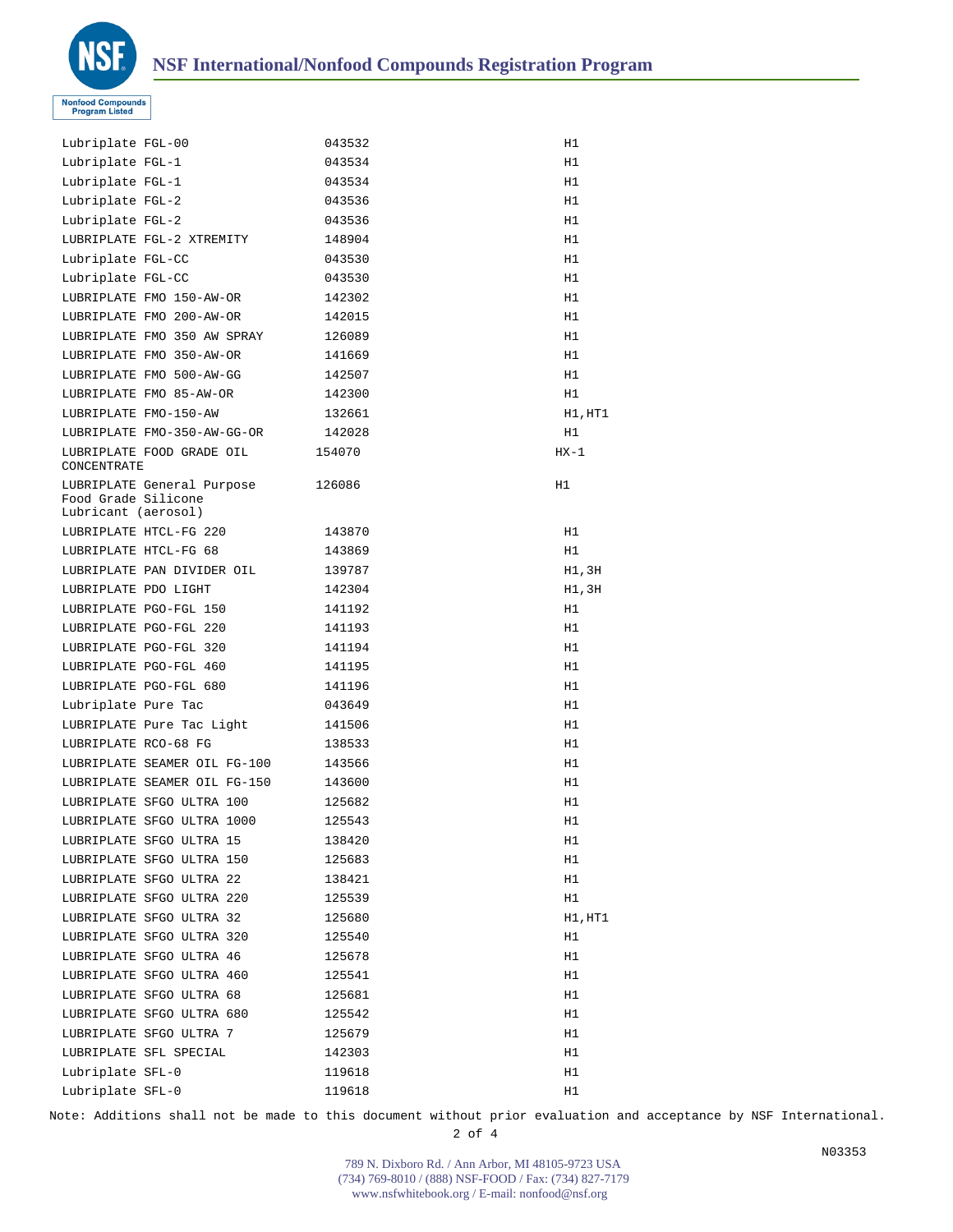| | | |
|---|---|---|
| Lubriplate FGL-00 | 043532 | H1 |
| Lubriplate FGL-1 | 043534 | H1 |
| Lubriplate FGL-1 | 043534 | H1 |
| Lubriplate FGL-2 | 043536 | H1 |
| Lubriplate FGL-2 | 043536 | H1 |
| LUBRIPLATE FGL-2 XTREMITY | 148904 | H1 |
| Lubriplate FGL-CC | 043530 | H1 |
| Lubriplate FGL-CC | 043530 | H1 |
| LUBRIPLATE FMO 150-AW-OR | 142302 | H1 |
| LUBRIPLATE FMO 200-AW-OR | 142015 | H1 |
| LUBRIPLATE FMO 350 AW SPRAY | 126089 | H1 |
| LUBRIPLATE FMO 350-AW-OR | 141669 | H1 |
| LUBRIPLATE FMO 500-AW-GG | 142507 | H1 |
| LUBRIPLATE FMO 85-AW-OR | 142300 | H1 |
| LUBRIPLATE FMO-150-AW | 132661 | H1,HT1 |
| LUBRIPLATE FMO-350-AW-GG-OR | 142028 | H1 |
| LUBRIPLATE FOOD GRADE OIL CONCENTRATE | 154070 | HX-1 |
| LUBRIPLATE General Purpose Food Grade Silicone Lubricant (aerosol) | 126086 | H1 |
| LUBRIPLATE HTCL-FG 220 | 143870 | H1 |
| LUBRIPLATE HTCL-FG 68 | 143869 | H1 |
| LUBRIPLATE PAN DIVIDER OIL | 139787 | H1,3H |
| LUBRIPLATE PDO LIGHT | 142304 | H1,3H |
| LUBRIPLATE PGO-FGL 150 | 141192 | H1 |
| LUBRIPLATE PGO-FGL 220 | 141193 | H1 |
| LUBRIPLATE PGO-FGL 320 | 141194 | H1 |
| LUBRIPLATE PGO-FGL 460 | 141195 | H1 |
| LUBRIPLATE PGO-FGL 680 | 141196 | H1 |
| Lubriplate Pure Tac | 043649 | H1 |
| LUBRIPLATE Pure Tac Light | 141506 | H1 |
| LUBRIPLATE RCO-68 FG | 138533 | H1 |
| LUBRIPLATE SEAMER OIL FG-100 | 143566 | H1 |
| LUBRIPLATE SEAMER OIL FG-150 | 143600 | H1 |
| LUBRIPLATE SFGO ULTRA 100 | 125682 | H1 |
| LUBRIPLATE SFGO ULTRA 1000 | 125543 | H1 |
| LUBRIPLATE SFGO ULTRA 15 | 138420 | H1 |
| LUBRIPLATE SFGO ULTRA 150 | 125683 | H1 |
| LUBRIPLATE SFGO ULTRA 22 | 138421 | H1 |
| LUBRIPLATE SFGO ULTRA 220 | 125539 | H1 |
| LUBRIPLATE SFGO ULTRA 32 | 125680 | H1,HT1 |
| LUBRIPLATE SFGO ULTRA 320 | 125540 | H1 |
| LUBRIPLATE SFGO ULTRA 46 | 125678 | H1 |
| LUBRIPLATE SFGO ULTRA 460 | 125541 | H1 |
| LUBRIPLATE SFGO ULTRA 68 | 125681 | H1 |
| LUBRIPLATE SFGO ULTRA 680 | 125542 | H1 |
| LUBRIPLATE SFGO ULTRA 7 | 125679 | H1 |
| LUBRIPLATE SFL SPECIAL | 142303 | H1 |
| Lubriplate SFL-0 | 119618 | H1 |
| Lubriplate SFL-0 | 119618 | H1 |

Note: Additions shall not be made to this document without prior evaluation and acceptance by NSF International.

N03353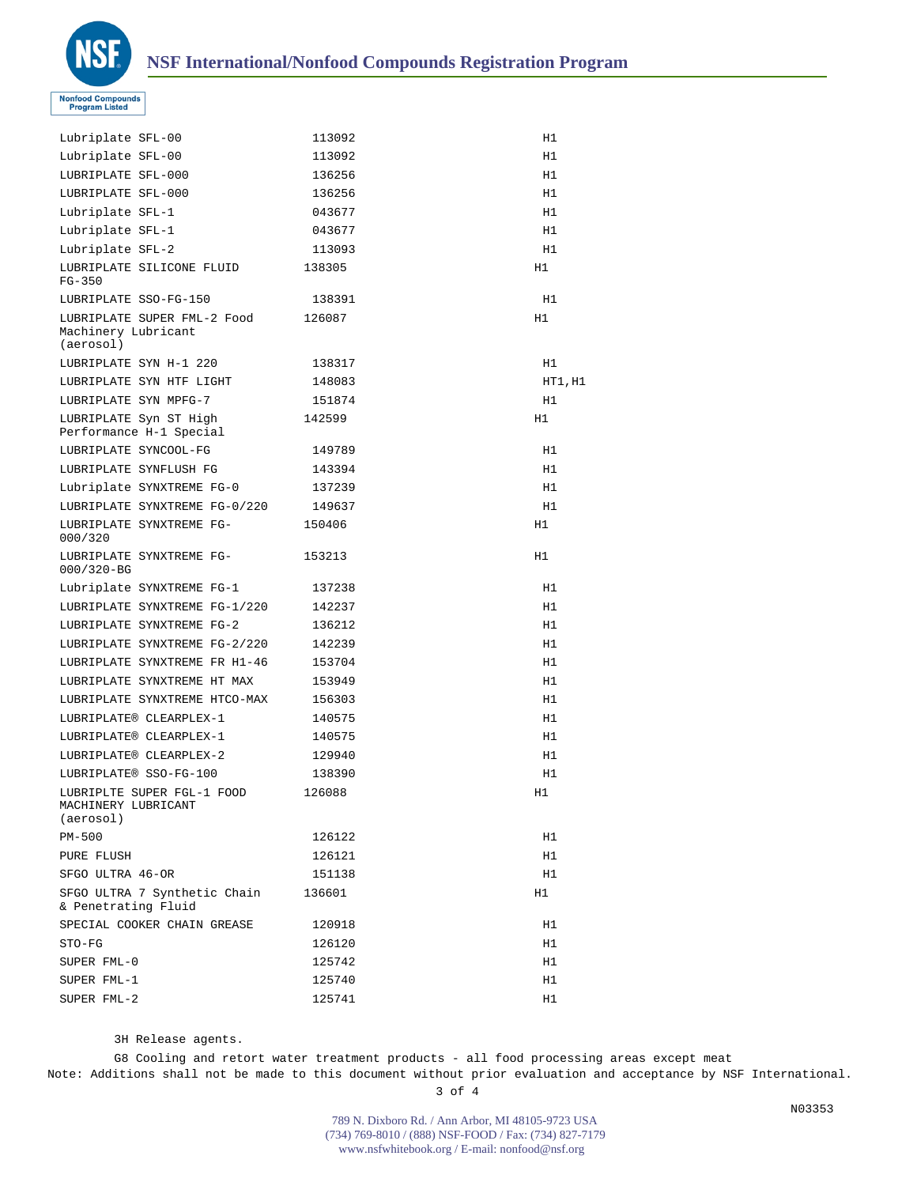| | | |
|---|---|---|
| Lubriplate SFL-00 | 113092 | H1 |
| Lubriplate SFL-00 | 113092 | H1 |
| LUBRIPLATE SFL-000 | 136256 | H1 |
| LUBRIPLATE SFL-000 | 136256 | H1 |
| Lubriplate SFL-1 | 043677 | H1 |
| Lubriplate SFL-1 | 043677 | H1 |
| Lubriplate SFL-2 | 113093 | H1 |
| LUBRIPLATE SILICONE FLUID FG-350 | 138305 | H1 |
| LUBRIPLATE SSO-FG-150 | 138391 | H1 |
| LUBRIPLATE SUPER FML-2 Food Machinery Lubricant (aerosol) | 126087 | H1 |
| LUBRIPLATE SYN H-1 220 | 138317 | H1 |
| LUBRIPLATE SYN HTF LIGHT | 148083 | HT1,H1 |
| LUBRIPLATE SYN MPFG-7 | 151874 | H1 |
| LUBRIPLATE Syn ST High Performance H-1 Special | 142599 | H1 |
| LUBRIPLATE SYNCOOL-FG | 149789 | H1 |
| LUBRIPLATE SYNFLUSH FG | 143394 | H1 |
| Lubriplate SYNXTREME FG-0 | 137239 | H1 |
| LUBRIPLATE SYNXTREME FG-0/220 | 149637 | H1 |
| LUBRIPLATE SYNXTREME FG-000/320 | 150406 | H1 |
| LUBRIPLATE SYNXTREME FG-000/320-BG | 153213 | H1 |
| Lubriplate SYNXTREME FG-1 | 137238 | H1 |
| LUBRIPLATE SYNXTREME FG-1/220 | 142237 | H1 |
| LUBRIPLATE SYNXTREME FG-2 | 136212 | H1 |
| LUBRIPLATE SYNXTREME FG-2/220 | 142239 | H1 |
| LUBRIPLATE SYNXTREME FR H1-46 | 153704 | H1 |
| LUBRIPLATE SYNXTREME HT MAX | 153949 | H1 |
| LUBRIPLATE SYNXTREME HTCO-MAX | 156303 | H1 |
| LUBRIPLATE® CLEARPLEX-1 | 140575 | H1 |
| LUBRIPLATE® CLEARPLEX-1 | 140575 | H1 |
| LUBRIPLATE® CLEARPLEX-2 | 129940 | H1 |
| LUBRIPLATE® SSO-FG-100 | 138390 | H1 |
| LUBRIPLTE SUPER FGL-1 FOOD MACHINERY LUBRICANT (aerosol) | 126088 | H1 |
| PM-500 | 126122 | H1 |
| PURE FLUSH | 126121 | H1 |
| SFGO ULTRA 46-OR | 151138 | H1 |
| SFGO ULTRA 7 Synthetic Chain & Penetrating Fluid | 136601 | H1 |
| SPECIAL COOKER CHAIN GREASE | 120918 | H1 |
| STO-FG | 126120 | H1 |
| SUPER FML-0 | 125742 | H1 |
| SUPER FML-1 | 125740 | H1 |
| SUPER FML-2 | 125741 | H1 |

3H Release agents.

G8 Cooling and retort water treatment products - all food processing areas except meat

Note: Additions shall not be made to this document without prior evaluation and acceptance by NSF International.

N03353

789 N. Dixboro Rd. / Ann Arbor, MI 48105-9723 USA
(734) 769-8010 / (888) NSF-FOOD / Fax: (734) 827-7179
www.nsfwhitebook.org / E-mail: nonfood@nsf.org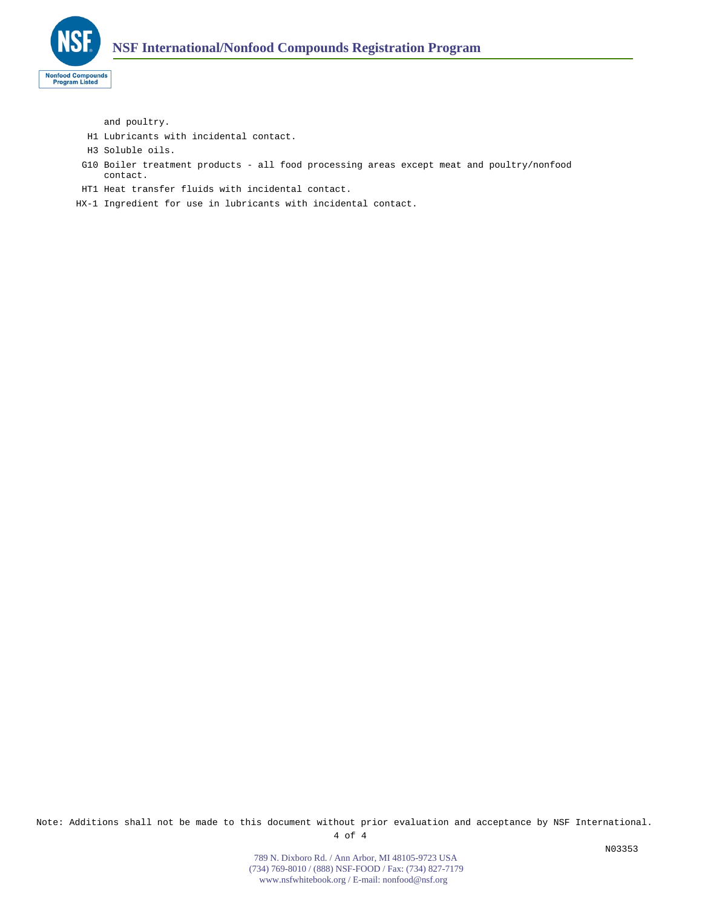and poultry.

H1 Lubricants with incidental contact.

H3 Soluble oils.

G10 Boiler treatment products - all food processing areas except meat and poultry/nonfood contact.

HT1 Heat transfer fluids with incidental contact.

HX-1 Ingredient for use in lubricants with incidental contact.

Note: Additions shall not be made to this document without prior evaluation and acceptance by NSF International.

N03353